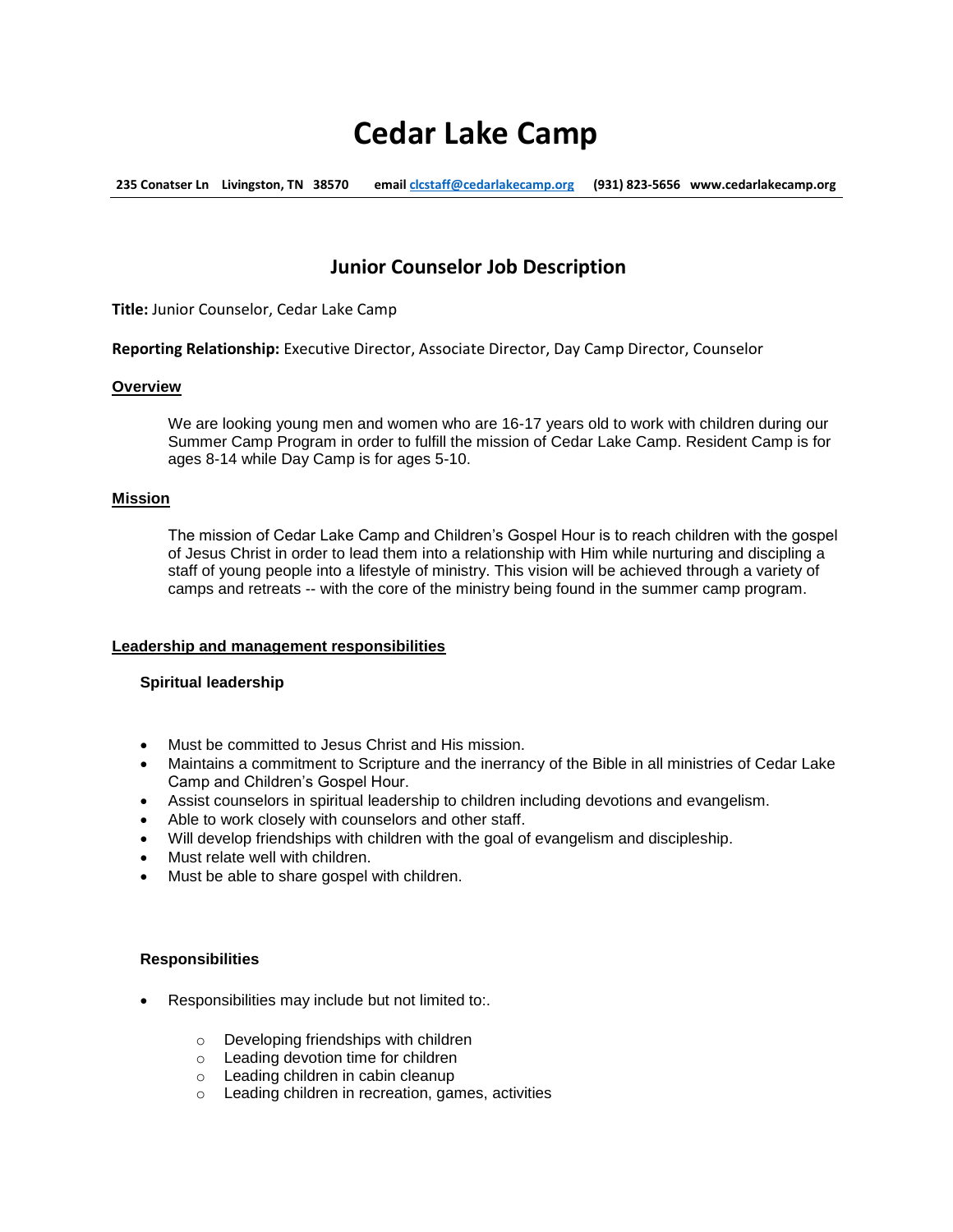# Cedar Lake Camp

**235 Conatser Ln Livingston, TN 38570 email clcstaff@cedarlakecamp.org (931) 823-5656 www.cedarlakecamp.org**

## Junior Counselor Job Description

**Title:** Junior Counselor, Cedar Lake Camp

**Reporting Relationship:** Executive Director, Associate Director, Day Camp Director, Counselor

### Overview

We are looking young men and women who are 16-17 years old to work with children during our Summer Camp Program in order to fulfill the mission of Cedar Lake Camp. Resident Camp is for ages 8-14 while Day Camp is for ages 5-10.

### Mission

The mission of Cedar Lake Camp and Children's Gospel Hour is to reach children with the gospel of Jesus Christ in order to lead them into a relationship with Him while nurturing and discipling a staff of young people into a lifestyle of ministry. This vision will be achieved through a variety of camps and retreats -- with the core of the ministry being found in the summer camp program.

### Leadership and management responsibilities

#### Spiritual leadership

- Must be committed to Jesus Christ and His mission.
- Maintains a commitment to Scripture and the inerrancy of the Bible in all ministries of Cedar Lake Camp and Children's Gospel Hour.
- Assist counselors in spiritual leadership to children including devotions and evangelism.
- Able to work closely with counselors and other staff.
- Will develop friendships with children with the goal of evangelism and discipleship.
- Must relate well with children.
- Must be able to share gospel with children.

#### Responsibilities

- Responsibilities may include but not limited to:.
  - Developing friendships with children
  - Leading devotion time for children
  - Leading children in cabin cleanup
  - Leading children in recreation, games, activities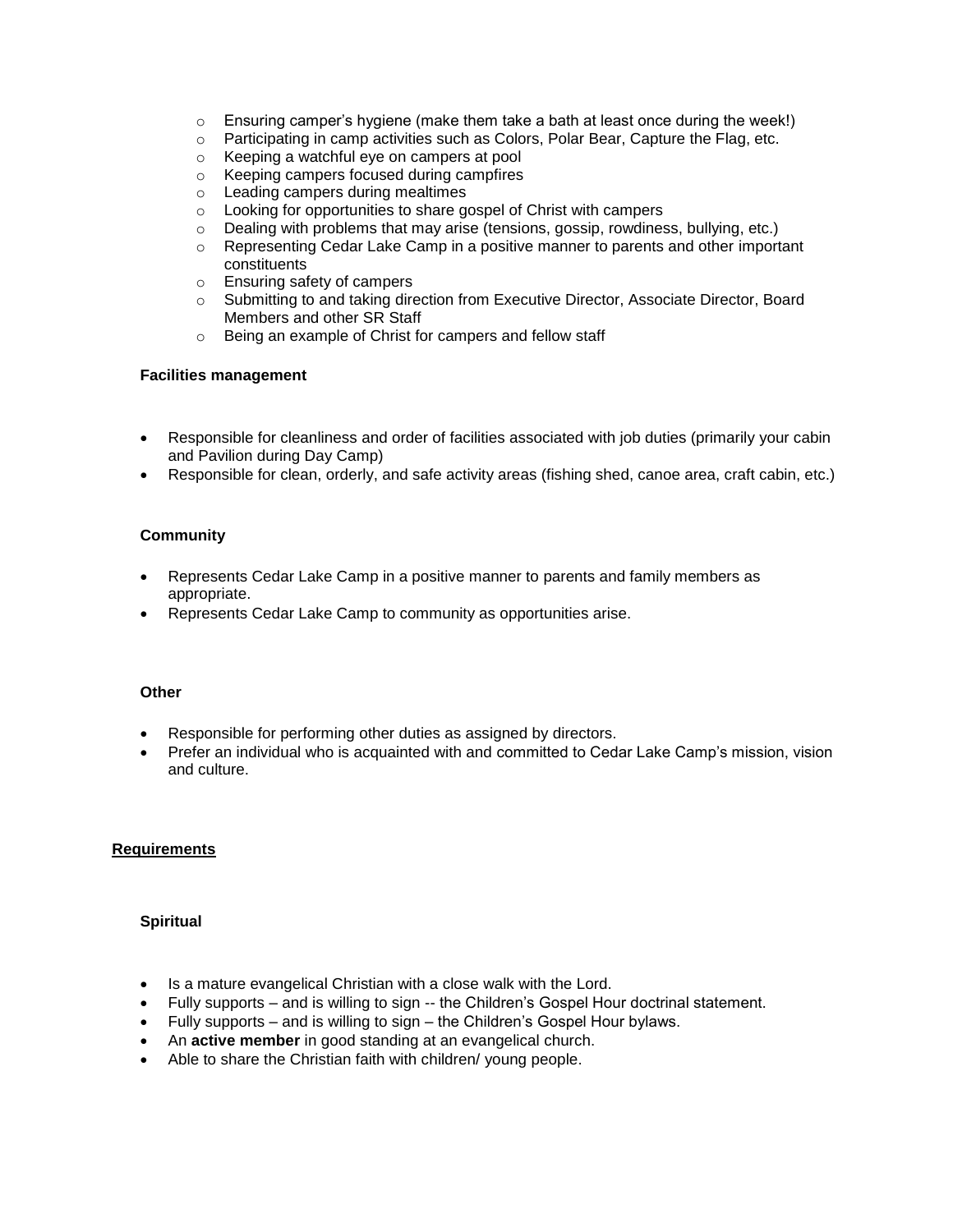- Ensuring camper's hygiene (make them take a bath at least once during the week!)
  - Participating in camp activities such as Colors, Polar Bear, Capture the Flag, etc.
  - Keeping a watchful eye on campers at pool
  - Keeping campers focused during campfires
  - Leading campers during mealtimes
  - Looking for opportunities to share gospel of Christ with campers
  - Dealing with problems that may arise (tensions, gossip, rowdiness, bullying, etc.)
  - Representing Cedar Lake Camp in a positive manner to parents and other important constituents
  - Ensuring safety of campers
  - Submitting to and taking direction from Executive Director, Associate Director, Board Members and other SR Staff
  - Being an example of Christ for campers and fellow staff

**Facilities management**

- Responsible for cleanliness and order of facilities associated with job duties (primarily your cabin and Pavilion during Day Camp)
- Responsible for clean, orderly, and safe activity areas (fishing shed, canoe area, craft cabin, etc.)

**Community**

- Represents Cedar Lake Camp in a positive manner to parents and family members as appropriate.
- Represents Cedar Lake Camp to community as opportunities arise.

**Other**

- Responsible for performing other duties as assigned by directors.
- Prefer an individual who is acquainted with and committed to Cedar Lake Camp's mission, vision and culture.

## Requirements

**Spiritual**

- Is a mature evangelical Christian with a close walk with the Lord.
- Fully supports – and is willing to sign -- the Children's Gospel Hour doctrinal statement.
- Fully supports – and is willing to sign – the Children's Gospel Hour bylaws.
- An **active member** in good standing at an evangelical church.
- Able to share the Christian faith with children/ young people.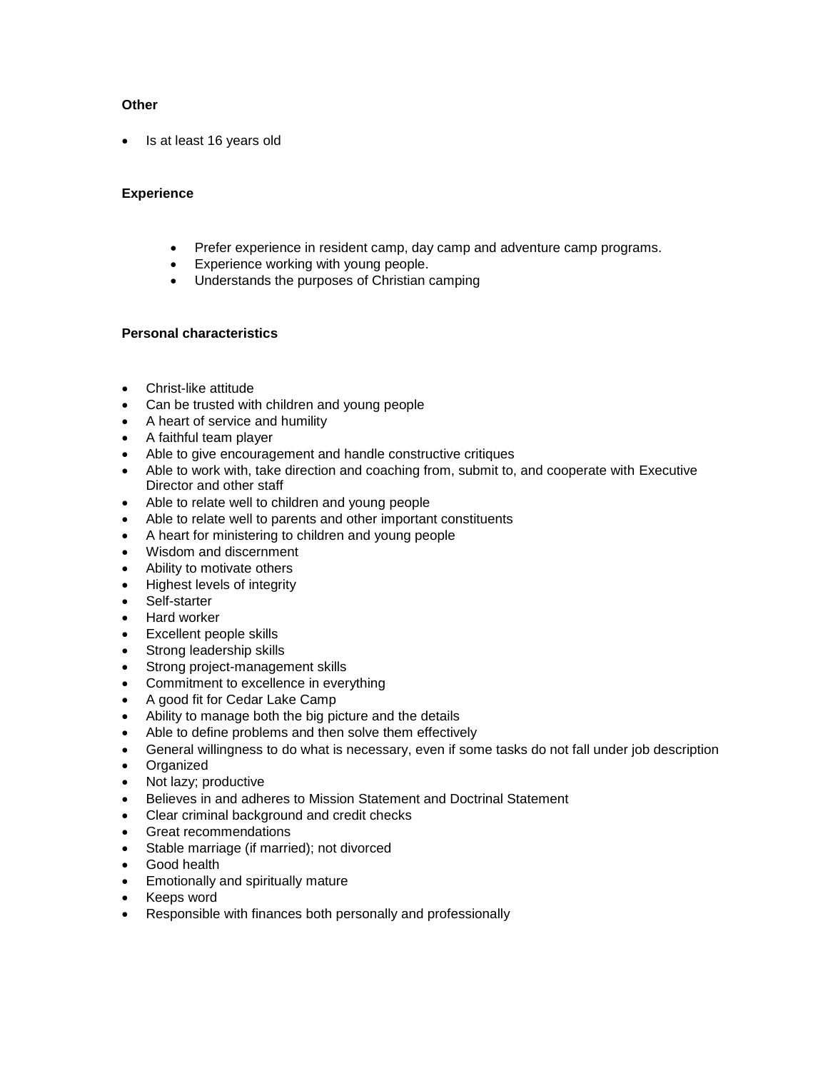**Other**

- Is at least 16 years old

**Experience**

- Prefer experience in resident camp, day camp and adventure camp programs.
- Experience working with young people.
- Understands the purposes of Christian camping

**Personal characteristics**

- Christ-like attitude
- Can be trusted with children and young people
- A heart of service and humility
- A faithful team player
- Able to give encouragement and handle constructive critiques
- Able to work with, take direction and coaching from, submit to, and cooperate with Executive Director and other staff
- Able to relate well to children and young people
- Able to relate well to parents and other important constituents
- A heart for ministering to children and young people
- Wisdom and discernment
- Ability to motivate others
- Highest levels of integrity
- Self-starter
- Hard worker
- Excellent people skills
- Strong leadership skills
- Strong project-management skills
- Commitment to excellence in everything
- A good fit for Cedar Lake Camp
- Ability to manage both the big picture and the details
- Able to define problems and then solve them effectively
- General willingness to do what is necessary, even if some tasks do not fall under job description
- Organized
- Not lazy; productive
- Believes in and adheres to Mission Statement and Doctrinal Statement
- Clear criminal background and credit checks
- Great recommendations
- Stable marriage (if married); not divorced
- Good health
- Emotionally and spiritually mature
- Keeps word
- Responsible with finances both personally and professionally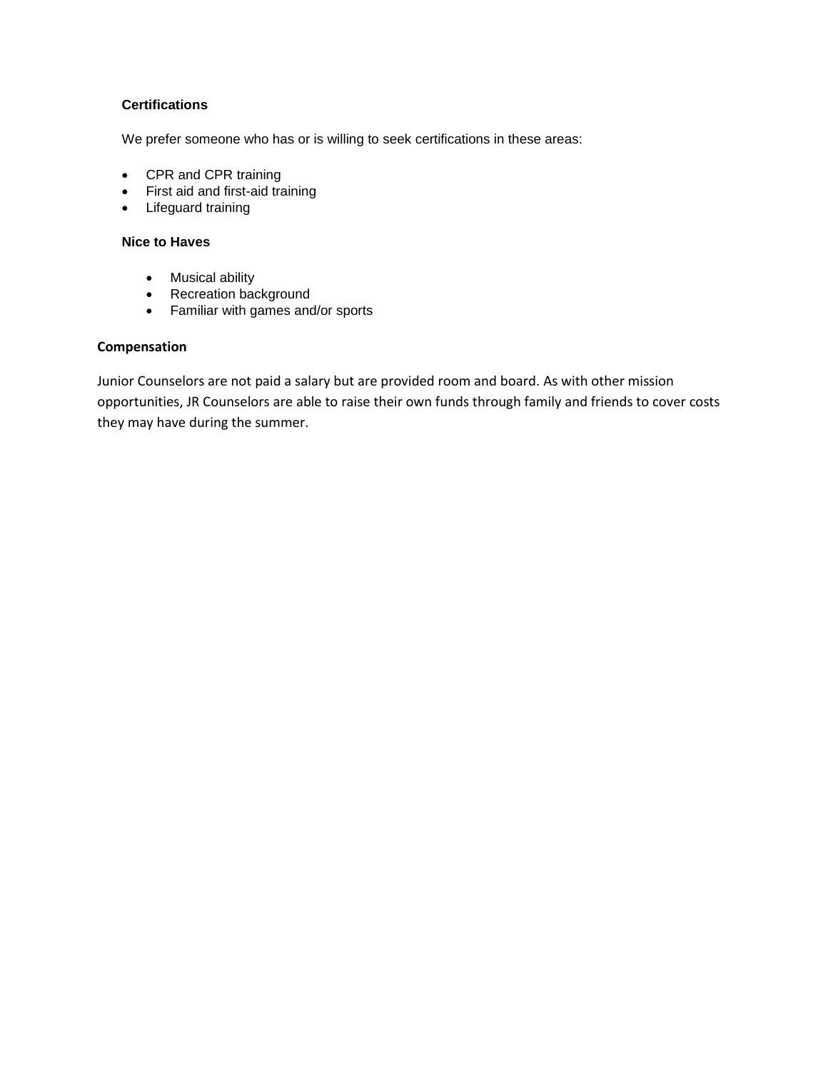### Certifications

We prefer someone who has or is willing to seek certifications in these areas:

- CPR and CPR training
- First aid and first-aid training
- Lifeguard training

### Nice to Haves

- Musical ability
- Recreation background
- Familiar with games and/or sports

## Compensation

Junior Counselors are not paid a salary but are provided room and board. As with other mission opportunities, JR Counselors are able to raise their own funds through family and friends to cover costs they may have during the summer.